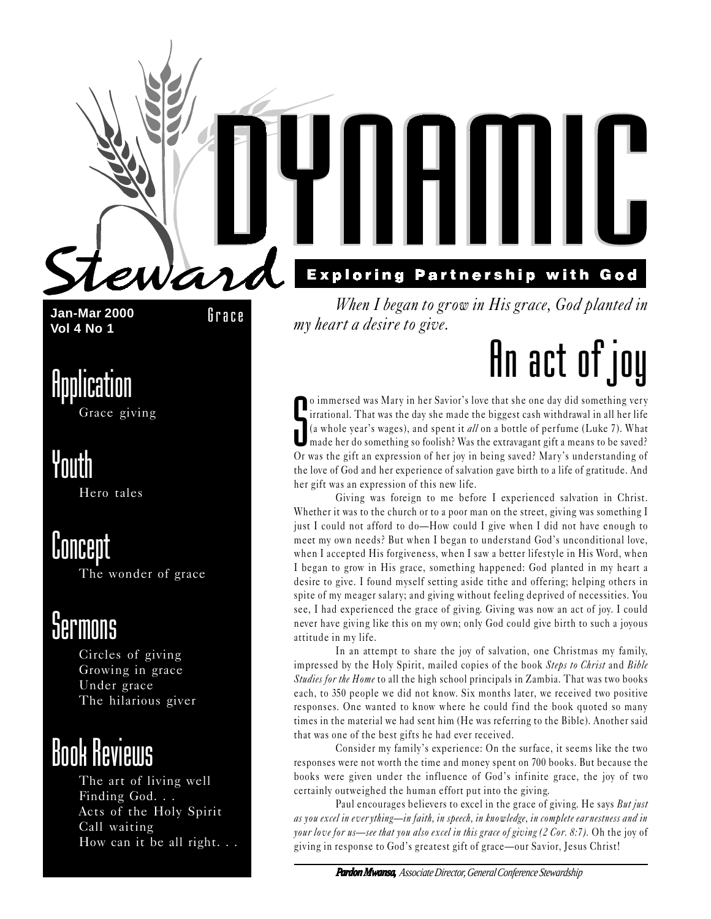# Dynamic Steward

**Exploring Partnership with God**

**Jan-Mar 2000**
**Vol 4 No 1**

Grace

## Application

Grace giving

## Youth

Hero tales

## Concept

The wonder of grace

## Sermons

Circles of giving
Growing in grace
Under grace
The hilarious giver

## Book Reviews

The art of living well
Finding God. . .
Acts of the Holy Spirit
Call waiting
How can it be all right. . .

*When I began to grow in His grace, God planted in my heart a desire to give.*

# An act of joy

So immersed was Mary in her Savior's love that she one day did something very irrational. That was the day she made the biggest cash withdrawal in all her life (a whole year's wages), and spent it *all* on a bottle of perfume (Luke 7). What made her do something so foolish? Was the extravagant gift a means to be saved? Or was the gift an expression of her joy in being saved? Mary's understanding of the love of God and her experience of salvation gave birth to a life of gratitude. And her gift was an expression of this new life.

Giving was foreign to me before I experienced salvation in Christ. Whether it was to the church or to a poor man on the street, giving was something I just I could not afford to do—How could I give when I did not have enough to meet my own needs? But when I began to understand God's unconditional love, when I accepted His forgiveness, when I saw a better lifestyle in His Word, when I began to grow in His grace, something happened: God planted in my heart a desire to give. I found myself setting aside tithe and offering; helping others in spite of my meager salary; and giving without feeling deprived of necessities. You see, I had experienced the grace of giving. Giving was now an act of joy. I could never have giving like this on my own; only God could give birth to such a joyous attitude in my life.

In an attempt to share the joy of salvation, one Christmas my family, impressed by the Holy Spirit, mailed copies of the book *Steps to Christ* and *Bible Studies for the Home* to all the high school principals in Zambia. That was two books each, to 350 people we did not know. Six months later, we received two positive responses. One wanted to know where he could find the book quoted so many times in the material we had sent him (He was referring to the Bible). Another said that was one of the best gifts he had ever received.

Consider my family's experience: On the surface, it seems like the two responses were not worth the time and money spent on 700 books. But because the books were given under the influence of God's infinite grace, the joy of two certainly outweighed the human effort put into the giving.

Paul encourages believers to excel in the grace of giving. He says *But just as you excel in everything—in faith, in speech, in knowledge, in complete earnestness and in your love for us—see that you also excel in this grace of giving (2 Cor. 8:7).* Oh the joy of giving in response to God's greatest gift of grace—our Savior, Jesus Christ!

***Pardon Mwansa,*** *Associate Director, General Conference Stewardship*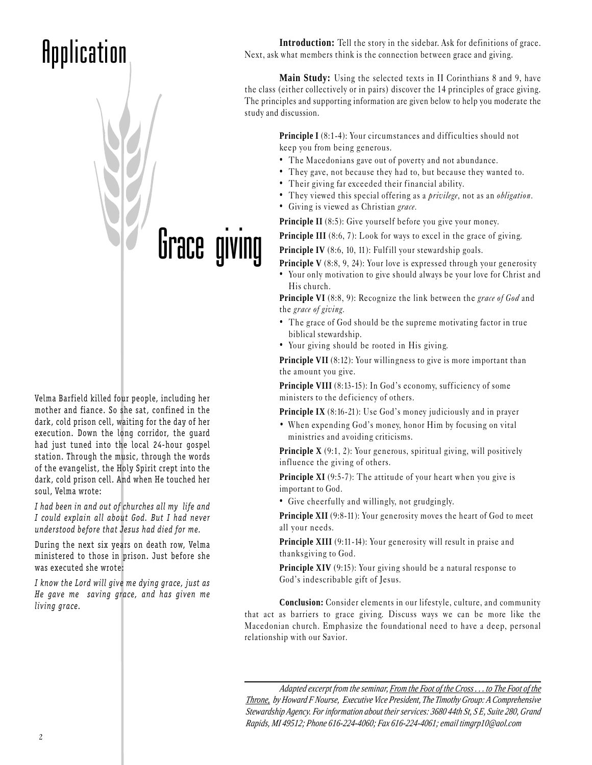# Application

# Grace giving

Velma Barfield killed four people, including her mother and fiance. So she sat, confined in the dark, cold prison cell, waiting for the day of her execution. Down the long corridor, the guard had just tuned into the local 24-hour gospel station. Through the music, through the words of the evangelist, the Holy Spirit crept into the dark, cold prison cell. And when He touched her soul, Velma wrote:

*I had been in and out of churches all my life and I could explain all about God. But I had never understood before that Jesus had died for me.*

During the next six years on death row, Velma ministered to those in prison. Just before she was executed she wrote:

*I know the Lord will give me dying grace, just as He gave me saving grace, and has given me living grace.*

**Introduction:** Tell the story in the sidebar. Ask for definitions of grace. Next, ask what members think is the connection between grace and giving.

**Main Study:** Using the selected texts in II Corinthians 8 and 9, have the class (either collectively or in pairs) discover the 14 principles of grace giving. The principles and supporting information are given below to help you moderate the study and discussion.

**Principle I** (8:1-4): Your circumstances and difficulties should not keep you from being generous.

- The Macedonians gave out of poverty and not abundance.
- They gave, not because they had to, but because they wanted to.
- Their giving far exceeded their financial ability.
- They viewed this special offering as a *privilege,* not as an *obligation.*
- Giving is viewed as Christian *grace.*

**Principle II** (8:5): Give yourself before you give your money.

**Principle III** (8:6, 7): Look for ways to excel in the grace of giving.

**Principle IV** (8:6, 10, 11): Fulfill your stewardship goals.

**Principle V** (8:8, 9, 24): Your love is expressed through your generosity

- Your only motivation to give should always be your love for Christ and His church.

**Principle VI** (8:8, 9): Recognize the link between the *grace of God* and the *grace of giving.*

- The grace of God should be the supreme motivating factor in true biblical stewardship.
- Your giving should be rooted in His giving.

**Principle VII** (8:12): Your willingness to give is more important than the amount you give.

**Principle VIII** (8:13-15): In God's economy, sufficiency of some ministers to the deficiency of others.

**Principle IX** (8:16-21): Use God's money judiciously and in prayer

- When expending God's money, honor Him by focusing on vital ministries and avoiding criticisms.

**Principle X** (9:1, 2): Your generous, spiritual giving, will positively influence the giving of others.

**Principle XI** (9:5-7): The attitude of your heart when you give is important to God.

- Give cheerfully and willingly, not grudgingly.

**Principle XII** (9:8-11): Your generosity moves the heart of God to meet all your needs.

**Principle XIII** (9:11-14): Your generosity will result in praise and thanksgiving to God.

**Principle XIV** (9:15): Your giving should be a natural response to God's indescribable gift of Jesus.

**Conclusion:** Consider elements in our lifestyle, culture, and community that act as barriers to grace giving. Discuss ways we can be more like the Macedonian church. Emphasize the foundational need to have a deep, personal relationship with our Savior.

---

*Adapted excerpt from the seminar, From the Foot of the Cross . . . to The Foot of the Throne, by Howard F Nourse, Executive Vice President, The Timothy Group: A Comprehensive Stewardship Agency. For information about their services: 3680 44th St, S E, Suite 280, Grand Rapids, MI 49512; Phone 616-224-4060; Fax 616-224-4061; email timgrp10@aol.com*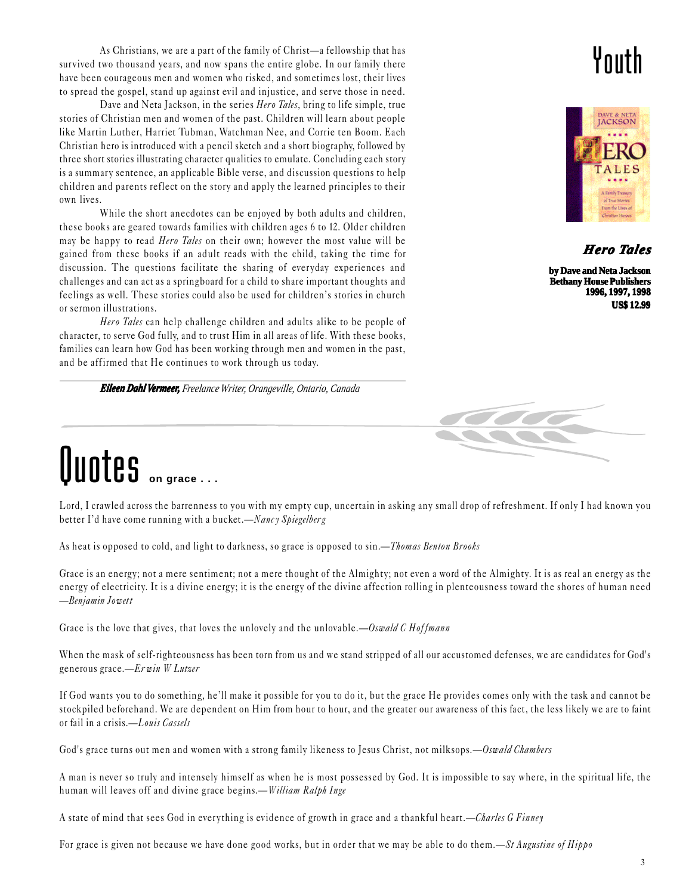# Youth

As Christians, we are a part of the family of Christ—a fellowship that has survived two thousand years, and now spans the entire globe. In our family there have been courageous men and women who risked, and sometimes lost, their lives to spread the gospel, stand up against evil and injustice, and serve those in need.

Dave and Neta Jackson, in the series *Hero Tales*, bring to life simple, true stories of Christian men and women of the past. Children will learn about people like Martin Luther, Harriet Tubman, Watchman Nee, and Corrie ten Boom. Each Christian hero is introduced with a pencil sketch and a short biography, followed by three short stories illustrating character qualities to emulate. Concluding each story is a summary sentence, an applicable Bible verse, and discussion questions to help children and parents reflect on the story and apply the learned principles to their own lives.

While the short anecdotes can be enjoyed by both adults and children, these books are geared towards families with children ages 6 to 12. Older children may be happy to read *Hero Tales* on their own; however the most value will be gained from these books if an adult reads with the child, taking the time for discussion. The questions facilitate the sharing of everyday experiences and challenges and can act as a springboard for a child to share important thoughts and feelings as well. These stories could also be used for children's stories in church or sermon illustrations.

*Hero Tales* can help challenge children and adults alike to be people of character, to serve God fully, and to trust Him in all areas of life. With these books, families can learn how God has been working through men and women in the past, and be affirmed that He continues to work through us today.

***Eileen Dahl Vermeer,*** *Freelance Writer, Orangeville, Ontario, Canada*

***Hero Tales***

**by Dave and Neta Jackson**
**Bethany House Publishers**
**1996, 1997, 1998**
**US$ 12.99**

# Quotes **on grace . . .**

Lord, I crawled across the barrenness to you with my empty cup, uncertain in asking any small drop of refreshment. If only I had known you better I'd have come running with a bucket.—*Nancy Spiegelberg*

As heat is opposed to cold, and light to darkness, so grace is opposed to sin.—*Thomas Benton Brooks*

Grace is an energy; not a mere sentiment; not a mere thought of the Almighty; not even a word of the Almighty. It is as real an energy as the energy of electricity. It is a divine energy; it is the energy of the divine affection rolling in plenteousness toward the shores of human need —*Benjamin Jowett*

Grace is the love that gives, that loves the unlovely and the unlovable.—*Oswald C Hoffmann*

When the mask of self-righteousness has been torn from us and we stand stripped of all our accustomed defenses, we are candidates for God's generous grace.—*Erwin W Lutzer*

If God wants you to do something, he'll make it possible for you to do it, but the grace He provides comes only with the task and cannot be stockpiled beforehand. We are dependent on Him from hour to hour, and the greater our awareness of this fact, the less likely we are to faint or fail in a crisis.—*Louis Cassels*

God's grace turns out men and women with a strong family likeness to Jesus Christ, not milksops.—*Oswald Chambers*

A man is never so truly and intensely himself as when he is most possessed by God. It is impossible to say where, in the spiritual life, the human will leaves off and divine grace begins.—*William Ralph Inge*

A state of mind that sees God in everything is evidence of growth in grace and a thankful heart.—*Charles G Finney*

For grace is given not because we have done good works, but in order that we may be able to do them.—*St Augustine of Hippo*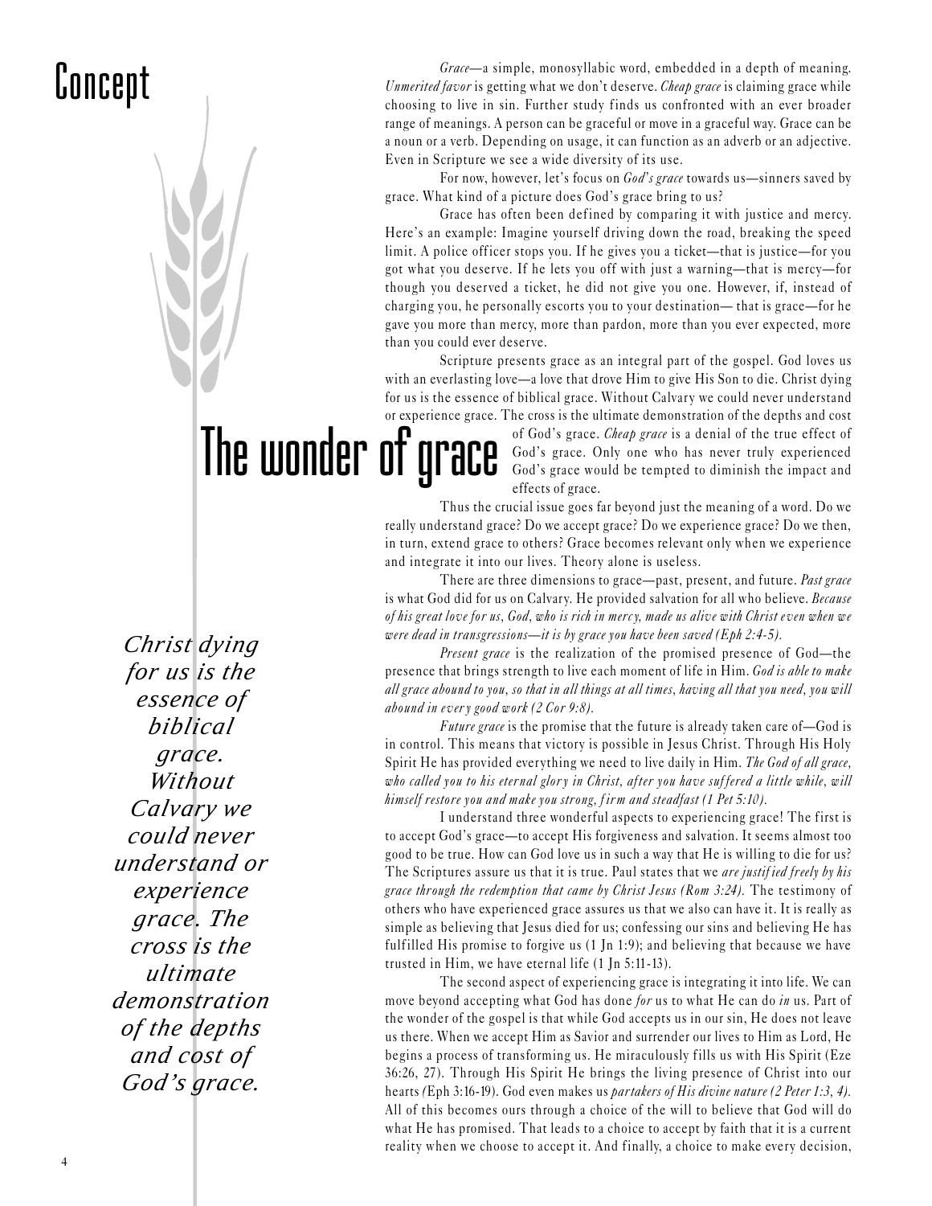# Concept

# The wonder of grace

*Grace*—a simple, monosyllabic word, embedded in a depth of meaning. *Unmerited favor* is getting what we don't deserve. *Cheap grace* is claiming grace while choosing to live in sin. Further study finds us confronted with an ever broader range of meanings. A person can be graceful or move in a graceful way. Grace can be a noun or a verb. Depending on usage, it can function as an adverb or an adjective. Even in Scripture we see a wide diversity of its use.

For now, however, let's focus on *God's grace* towards us—sinners saved by grace. What kind of a picture does God's grace bring to us?

Grace has often been defined by comparing it with justice and mercy. Here's an example: Imagine yourself driving down the road, breaking the speed limit. A police officer stops you. If he gives you a ticket—that is justice—for you got what you deserve. If he lets you off with just a warning—that is mercy—for though you deserved a ticket, he did not give you one. However, if, instead of charging you, he personally escorts you to your destination— that is grace—for he gave you more than mercy, more than pardon, more than you ever expected, more than you could ever deserve.

Scripture presents grace as an integral part of the gospel. God loves us with an everlasting love—a love that drove Him to give His Son to die. Christ dying for us is the essence of biblical grace. Without Calvary we could never understand or experience grace. The cross is the ultimate demonstration of the depths and cost of God's grace. *Cheap grace* is a denial of the true effect of God's grace. Only one who has never truly experienced God's grace would be tempted to diminish the impact and effects of grace.

*Christ dying for us is the essence of biblical grace. Without Calvary we could never understand or experience grace. The cross is the ultimate demonstration of the depths and cost of God's grace.*

Thus the crucial issue goes far beyond just the meaning of a word. Do we really understand grace? Do we accept grace? Do we experience grace? Do we then, in turn, extend grace to others? Grace becomes relevant only when we experience and integrate it into our lives. Theory alone is useless.

There are three dimensions to grace—past, present, and future. *Past grace* is what God did for us on Calvary. He provided salvation for all who believe. *Because of his great love for us, God, who is rich in mercy, made us alive with Christ even when we were dead in transgressions—it is by grace you have been saved (Eph 2:4-5).*

*Present grace* is the realization of the promised presence of God—the presence that brings strength to live each moment of life in Him. *God is able to make all grace abound to you, so that in all things at all times, having all that you need, you will abound in every good work (2 Cor 9:8).*

*Future grace* is the promise that the future is already taken care of—God is in control. This means that victory is possible in Jesus Christ. Through His Holy Spirit He has provided everything we need to live daily in Him. *The God of all grace, who called you to his eternal glory in Christ, after you have suffered a little while, will himself restore you and make you strong, firm and steadfast (1 Pet 5:10).*

I understand three wonderful aspects to experiencing grace! The first is to accept God's grace—to accept His forgiveness and salvation. It seems almost too good to be true. How can God love us in such a way that He is willing to die for us? The Scriptures assure us that it is true. Paul states that we *are justified freely by his grace through the redemption that came by Christ Jesus (Rom 3:24).* The testimony of others who have experienced grace assures us that we also can have it. It is really as simple as believing that Jesus died for us; confessing our sins and believing He has fulfilled His promise to forgive us (1 Jn 1:9); and believing that because we have trusted in Him, we have eternal life (1 Jn 5:11-13).

The second aspect of experiencing grace is integrating it into life. We can move beyond accepting what God has done *for* us to what He can do *in* us. Part of the wonder of the gospel is that while God accepts us in our sin, He does not leave us there. When we accept Him as Savior and surrender our lives to Him as Lord, He begins a process of transforming us. He miraculously fills us with His Spirit (Eze 36:26, 27). Through His Spirit He brings the living presence of Christ into our hearts (Eph 3:16-19). God even makes us *partakers of His divine nature (2 Peter 1:3, 4).* All of this becomes ours through a choice of the will to believe that God will do what He has promised. That leads to a choice to accept by faith that it is a current reality when we choose to accept it. And finally, a choice to make every decision,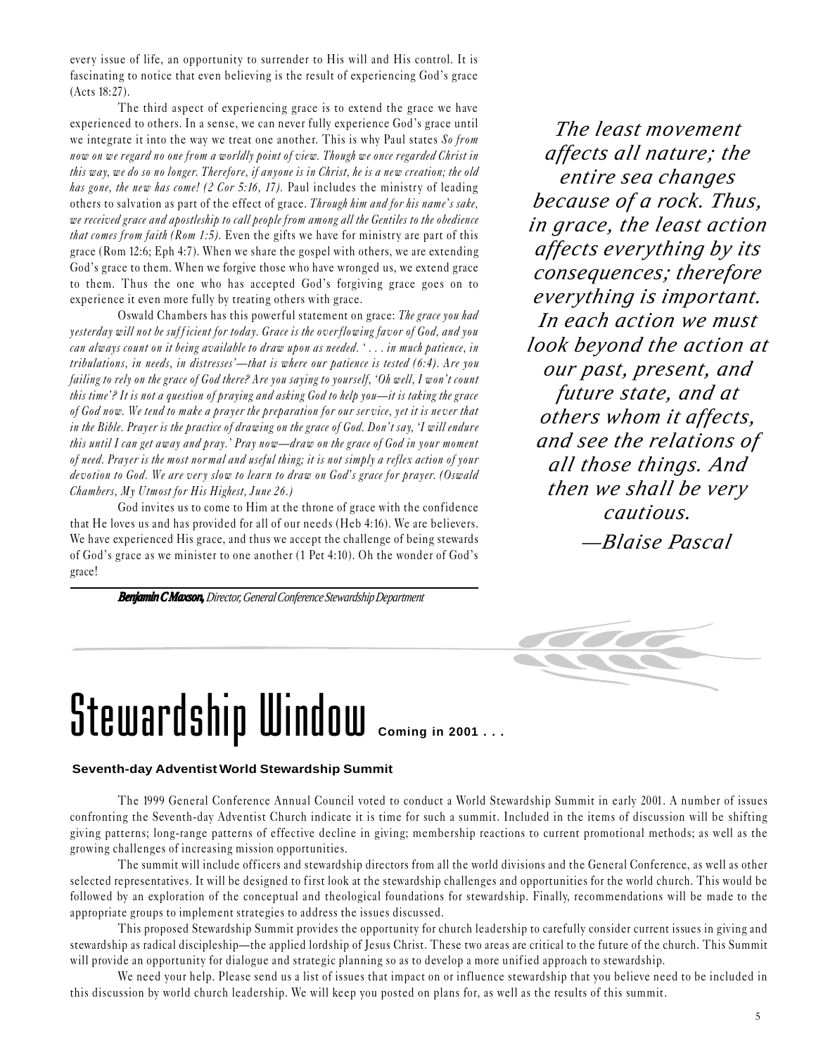every issue of life, an opportunity to surrender to His will and His control. It is fascinating to notice that even believing is the result of experiencing God's grace (Acts 18:27).

The third aspect of experiencing grace is to extend the grace we have experienced to others. In a sense, we can never fully experience God's grace until we integrate it into the way we treat one another. This is why Paul states *So from now on we regard no one from a worldly point of view. Though we once regarded Christ in this way, we do so no longer. Therefore, if anyone is in Christ, he is a new creation; the old has gone, the new has come! (2 Cor 5:16, 17).* Paul includes the ministry of leading others to salvation as part of the effect of grace. *Through him and for his name's sake, we received grace and apostleship to call people from among all the Gentiles to the obedience that comes from faith (Rom 1:5).* Even the gifts we have for ministry are part of this grace (Rom 12:6; Eph 4:7). When we share the gospel with others, we are extending God's grace to them. When we forgive those who have wronged us, we extend grace to them. Thus the one who has accepted God's forgiving grace goes on to experience it even more fully by treating others with grace.

Oswald Chambers has this powerful statement on grace: *The grace you had yesterday will not be sufficient for today. Grace is the overflowing favor of God, and you can always count on it being available to draw upon as needed. ' . . . in much patience, in tribulations, in needs, in distresses'—that is where our patience is tested (6:4). Are you failing to rely on the grace of God there? Are you saying to yourself, 'Oh well, I won't count this time'? It is not a question of praying and asking God to help you—it is taking the grace of God now. We tend to make a prayer the preparation for our service, yet it is never that in the Bible. Prayer is the practice of drawing on the grace of God. Don't say, 'I will endure this until I can get away and pray.' Pray now—draw on the grace of God in your moment of need. Prayer is the most normal and useful thing; it is not simply a reflex action of your devotion to God. We are very slow to learn to draw on God's grace for prayer. (Oswald Chambers, My Utmost for His Highest, June 26.)*

God invites us to come to Him at the throne of grace with the confidence that He loves us and has provided for all of our needs (Heb 4:16). We are believers. We have experienced His grace, and thus we accept the challenge of being stewards of God's grace as we minister to one another (1 Pet 4:10). Oh the wonder of God's grace!

***Benjamin C Maxson,*** *Director, General Conference Stewardship Department*

*The least movement affects all nature; the entire sea changes because of a rock. Thus, in grace, the least action affects everything by its consequences; therefore everything is important. In each action we must look beyond the action at our past, present, and future state, and at others whom it affects, and see the relations of all those things. And then we shall be very cautious.*

*—Blaise Pascal*

# Stewardship Window **Coming in 2001 . . .**

**Seventh-day Adventist World Stewardship Summit**

The 1999 General Conference Annual Council voted to conduct a World Stewardship Summit in early 2001. A number of issues confronting the Seventh-day Adventist Church indicate it is time for such a summit. Included in the items of discussion will be shifting giving patterns; long-range patterns of effective decline in giving; membership reactions to current promotional methods; as well as the growing challenges of increasing mission opportunities.

The summit will include officers and stewardship directors from all the world divisions and the General Conference, as well as other selected representatives. It will be designed to first look at the stewardship challenges and opportunities for the world church. This would be followed by an exploration of the conceptual and theological foundations for stewardship. Finally, recommendations will be made to the appropriate groups to implement strategies to address the issues discussed.

This proposed Stewardship Summit provides the opportunity for church leadership to carefully consider current issues in giving and stewardship as radical discipleship—the applied lordship of Jesus Christ. These two areas are critical to the future of the church. This Summit will provide an opportunity for dialogue and strategic planning so as to develop a more unified approach to stewardship.

We need your help. Please send us a list of issues that impact on or influence stewardship that you believe need to be included in this discussion by world church leadership. We will keep you posted on plans for, as well as the results of this summit.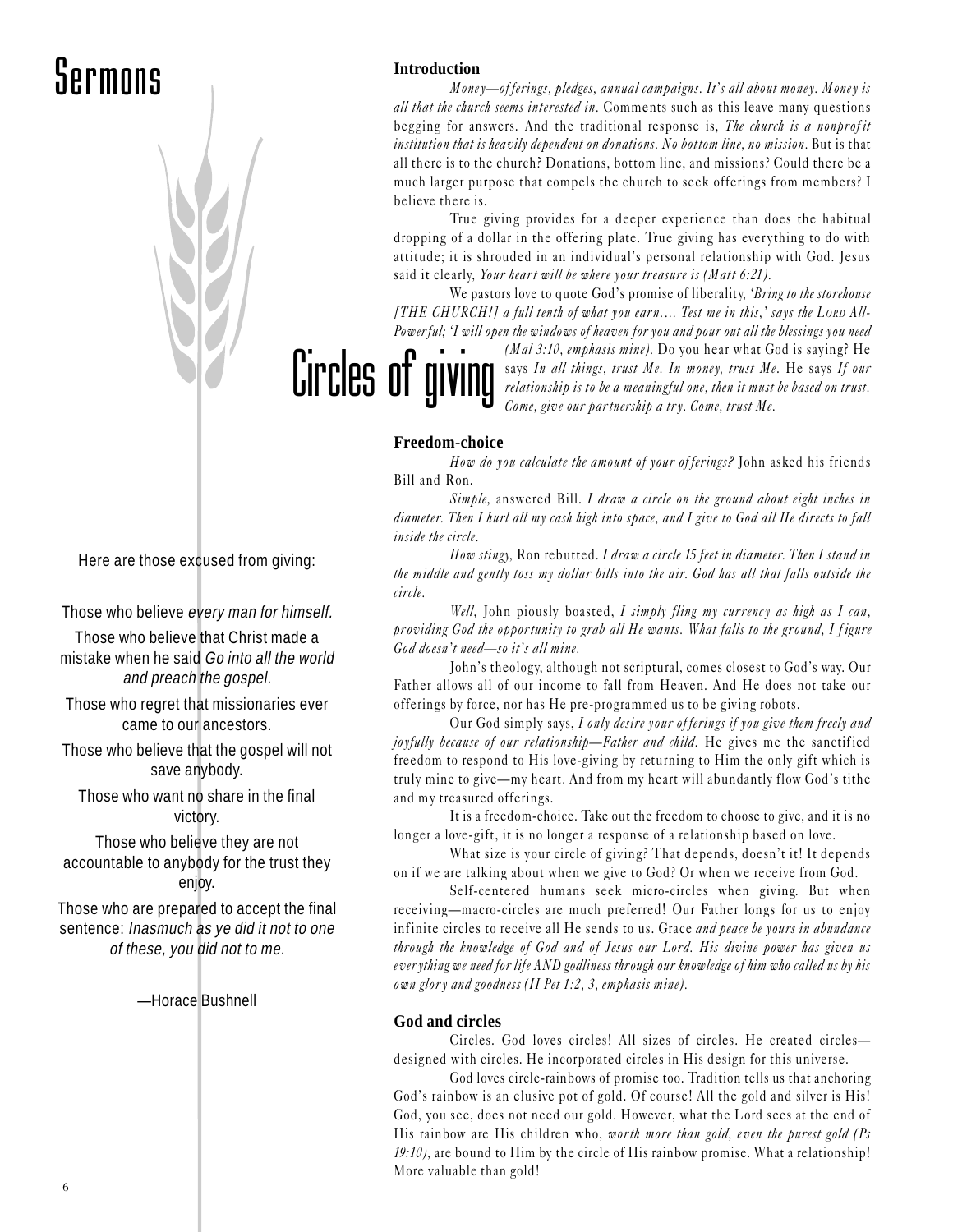# Circles of giving

Here are those excused from giving:

Those who believe *every man for himself.*

Those who believe that Christ made a mistake when he said *Go into all the world and preach the gospel.*

Those who regret that missionaries ever came to our ancestors.

Those who believe that the gospel will not save anybody.

Those who want no share in the final victory.

Those who believe they are not accountable to anybody for the trust they enjoy.

Those who are prepared to accept the final sentence: *Inasmuch as ye did it not to one of these, you did not to me.*

—Horace Bushnell

### Introduction

*Money—offerings, pledges, annual campaigns. It's all about money. Money is all that the church seems interested in.* Comments such as this leave many questions begging for answers. And the traditional response is, *The church is a nonprofit institution that is heavily dependent on donations. No bottom line, no mission.* But is that all there is to the church? Donations, bottom line, and missions? Could there be a much larger purpose that compels the church to seek offerings from members? I believe there is.

True giving provides for a deeper experience than does the habitual dropping of a dollar in the offering plate. True giving has everything to do with attitude; it is shrouded in an individual's personal relationship with God. Jesus said it clearly, *Your heart will be where your treasure is (Matt 6:21).*

We pastors love to quote God's promise of liberality, *'Bring to the storehouse [THE CHURCH!] a full tenth of what you earn.... Test me in this,' says the Lord All-Powerful; 'I will open the windows of heaven for you and pour out all the blessings you need (Mal 3:10, emphasis mine).* Do you hear what God is saying? He says *In all things, trust Me. In money, trust Me.* He says *If our relationship is to be a meaningful one, then it must be based on trust. Come, give our partnership a try. Come, trust Me.*

### Freedom-choice

*How do you calculate the amount of your offerings?* John asked his friends Bill and Ron.

*Simple,* answered Bill. *I draw a circle on the ground about eight inches in diameter. Then I hurl all my cash high into space, and I give to God all He directs to fall inside the circle.*

*How stingy,* Ron rebutted. *I draw a circle 15 feet in diameter. Then I stand in the middle and gently toss my dollar bills into the air. God has all that falls outside the circle.*

*Well,* John piously boasted, *I simply fling my currency as high as I can, providing God the opportunity to grab all He wants. What falls to the ground, I figure God doesn't need—so it's all mine.*

John's theology, although not scriptural, comes closest to God's way. Our Father allows all of our income to fall from Heaven. And He does not take our offerings by force, nor has He pre-programmed us to be giving robots.

Our God simply says, *I only desire your offerings if you give them freely and joyfully because of our relationship—Father and child.* He gives me the sanctified freedom to respond to His love-giving by returning to Him the only gift which is truly mine to give—my heart. And from my heart will abundantly flow God's tithe and my treasured offerings.

It is a freedom-choice. Take out the freedom to choose to give, and it is no longer a love-gift, it is no longer a response of a relationship based on love.

What size is your circle of giving? That depends, doesn't it! It depends on if we are talking about when we give to God? Or when we receive from God.

Self-centered humans seek micro-circles when giving. But when receiving—macro-circles are much preferred! Our Father longs for us to enjoy infinite circles to receive all He sends to us. Grace *and peace be yours in abundance through the knowledge of God and of Jesus our Lord. His divine power has given us everything we need for life AND godliness through our knowledge of him who called us by his own glory and goodness (II Pet 1:2, 3, emphasis mine).*

### God and circles

Circles. God loves circles! All sizes of circles. He created circles—designed with circles. He incorporated circles in His design for this universe.

God loves circle-rainbows of promise too. Tradition tells us that anchoring God's rainbow is an elusive pot of gold. Of course! All the gold and silver is His! God, you see, does not need our gold. However, what the Lord sees at the end of His rainbow are His children who, *worth more than gold, even the purest gold (Ps 19:10),* are bound to Him by the circle of His rainbow promise. What a relationship! More valuable than gold!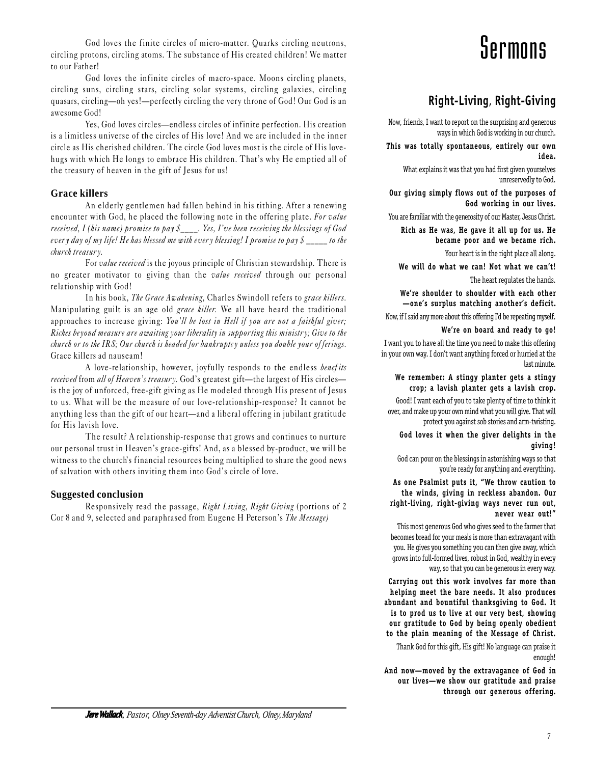God loves the finite circles of micro-matter. Quarks circling neutrons, circling protons, circling atoms. The substance of His created children! We matter to our Father!

God loves the infinite circles of macro-space. Moons circling planets, circling suns, circling stars, circling solar systems, circling galaxies, circling quasars, circling—oh yes!—perfectly circling the very throne of God! Our God is an awesome God!

Yes, God loves circles—endless circles of infinite perfection. His creation is a limitless universe of the circles of His love! And we are included in the inner circle as His cherished children. The circle God loves most is the circle of His love-hugs with which He longs to embrace His children. That's why He emptied all of the treasury of heaven in the gift of Jesus for us!

### Grace killers

An elderly gentlemen had fallen behind in his tithing. After a renewing encounter with God, he placed the following note in the offering plate. *For value received, I (his name) promise to pay $____. Yes, I've been receiving the blessings of God every day of my life! He has blessed me with every blessing! I promise to pay $ _____ to the church treasury.*

For *value received* is the joyous principle of Christian stewardship. There is no greater motivator to giving than the *value received* through our personal relationship with God!

In his book, *The Grace Awakening*, Charles Swindoll refers to *grace killers.* Manipulating guilt is an age old *grace killer.* We all have heard the traditional approaches to increase giving: *You'll be lost in Hell if you are not a faithful giver; Riches beyond measure are awaiting your liberality in supporting this ministry; Give to the church or to the IRS; Our church is headed for bankruptcy unless you double your offerings.* Grace killers ad nauseam!

A love-relationship, however, joyfully responds to the endless *benefits received* from *all of Heaven's treasury.* God's greatest gift—the largest of His circles—is the joy of unforced, free-gift giving as He modeled through His present of Jesus to us. What will be the measure of our love-relationship-response? It cannot be anything less than the gift of our heart—and a liberal offering in jubilant gratitude for His lavish love.

The result? A relationship-response that grows and continues to nurture our personal trust in Heaven's grace-gifts! And, as a blessed by-product, we will be witness to the church's financial resources being multiplied to share the good news of salvation with others inviting them into God's circle of love.

### Suggested conclusion

Responsively read the passage, *Right Living, Right Giving* (portions of 2 Cor 8 and 9, selected and paraphrased from Eugene H Peterson's *The Message)*

***Jere Wallack**, Pastor, Olney Seventh-day Adventist Church, Olney, Maryland*

# Sermons

## Right-Living, Right-Giving

Now, friends, I want to report on the surprising and generous ways in which God is working in our church.

**This was totally spontaneous, entirely our own idea.**

What explains it was that you had first given yourselves unreservedly to God.

**Our giving simply flows out of the purposes of God working in our lives.**

You are familiar with the generosity of our Master, Jesus Christ.

**Rich as He was, He gave it all up for us. He became poor and we became rich.**

Your heart is in the right place all along.

**We will do what we can! Not what we can't!**

The heart regulates the hands.

**We're shoulder to shoulder with each other—one's surplus matching another's deficit.**

Now, if I said any more about this offering I'd be repeating myself.

**We're on board and ready to go!**

I want you to have all the time you need to make this offering in your own way. I don't want anything forced or hurried at the last minute.

**We remember: A stingy planter gets a stingy crop; a lavish planter gets a lavish crop.**

Good! I want each of you to take plenty of time to think it over, and make up your own mind what you will give. That will protect you against sob stories and arm-twisting.

**God loves it when the giver delights in the giving!**

God can pour on the blessings in astonishing ways so that you're ready for anything and everything.

**As one Psalmist puts it, "We throw caution to the winds, giving in reckless abandon. Our right-living, right-giving ways never run out, never wear out!"**

This most generous God who gives seed to the farmer that becomes bread for your meals is more than extravagant with you. He gives you something you can then give away, which grows into full-formed lives, robust in God, wealthy in every way, so that you can be generous in every way.

**Carrying out this work involves far more than helping meet the bare needs. It also produces abundant and bountiful thanksgiving to God. It is to prod us to live at our very best, showing our gratitude to God by being openly obedient to the plain meaning of the Message of Christ.**

Thank God for this gift, His gift! No language can praise it enough!

**And now—moved by the extravagance of God in our lives—we show our gratitude and praise through our generous offering.**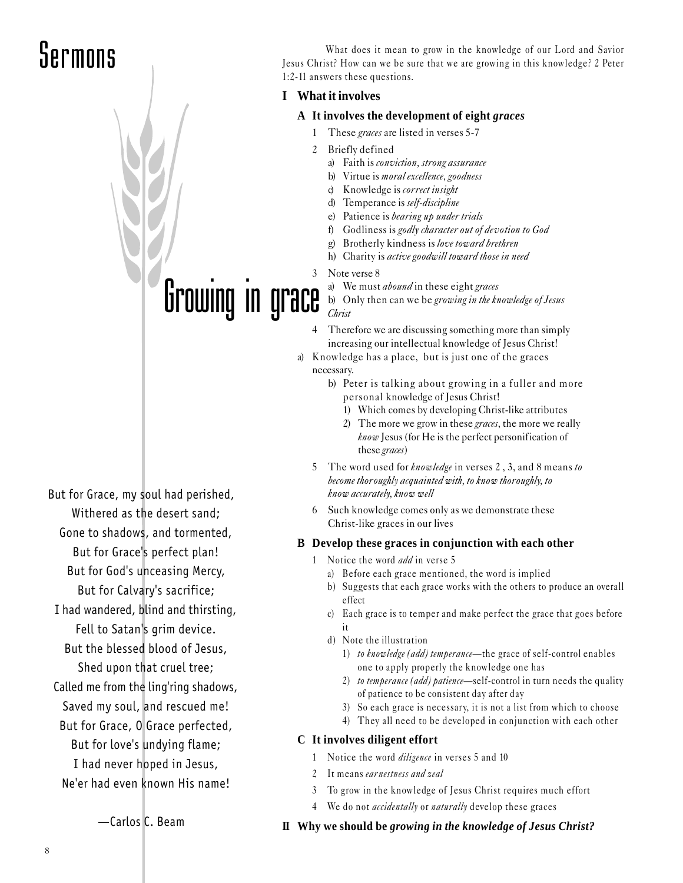# Sermons

## Growing in grace

What does it mean to grow in the knowledge of our Lord and Savior Jesus Christ? How can we be sure that we are growing in this knowledge? 2 Peter 1:2-11 answers these questions.

### I What it involves

#### A It involves the development of eight *graces*

1. These *graces* are listed in verses 5-7
2. Briefly defined
   - a) Faith is *conviction, strong assurance*
   - b) Virtue is *moral excellence, goodness*
   - c) Knowledge is *correct insight*
   - d) Temperance is *self-discipline*
   - e) Patience is *bearing up under trials*
   - f) Godliness is *godly character out of devotion to God*
   - g) Brotherly kindness is *love toward brethren*
   - h) Charity is *active goodwill toward those in need*
3. Note verse 8
   - a) We must *abound* in these eight *graces*
   - b) Only then can we be *growing in the knowledge of Jesus Christ*
4. Therefore we are discussing something more than simply increasing our intellectual knowledge of Jesus Christ!
   - a) Knowledge has a place, but is just one of the graces necessary.
   - b) Peter is talking about growing in a fuller and more personal knowledge of Jesus Christ!
     1) Which comes by developing Christ-like attributes
     2) The more we grow in these *graces*, the more we really *know* Jesus (for He is the perfect personification of these *graces*)
5. The word used for *knowledge* in verses 2 , 3, and 8 means *to become thoroughly acquainted with, to know thoroughly, to know accurately, know well*
6. Such knowledge comes only as we demonstrate these Christ-like graces in our lives

#### B Develop these graces in conjunction with each other

1. Notice the word *add* in verse 5
   - a) Before each grace mentioned, the word is implied
   - b) Suggests that each grace works with the others to produce an overall effect
   - c) Each grace is to temper and make perfect the grace that goes before it
   - d) Note the illustration
     1) *to knowledge (add) temperance*—the grace of self-control enables one to apply properly the knowledge one has
     2) *to temperance (add) patience*—self-control in turn needs the quality of patience to be consistent day after day
     3) So each grace is necessary, it is not a list from which to choose
     4) They all need to be developed in conjunction with each other

#### C It involves diligent effort

1. Notice the word *diligence* in verses 5 and 10
2. It means *earnestness and zeal*
3. To grow in the knowledge of Jesus Christ requires much effort
4. We do not *accidentally* or *naturally* develop these graces

### II Why we should be *growing in the knowledge of Jesus Christ?*

---

But for Grace, my soul had perished,
Withered as the desert sand;
Gone to shadows, and tormented,
But for Grace's perfect plan!
But for God's unceasing Mercy,
But for Calvary's sacrifice;
I had wandered, blind and thirsting,
Fell to Satan's grim device.
But the blessed blood of Jesus,
Shed upon that cruel tree;
Called me from the ling'ring shadows,
Saved my soul, and rescued me!
But for Grace, O Grace perfected,
But for love's undying flame;
I had never hoped in Jesus,
Ne'er had even known His name!

—Carlos C. Beam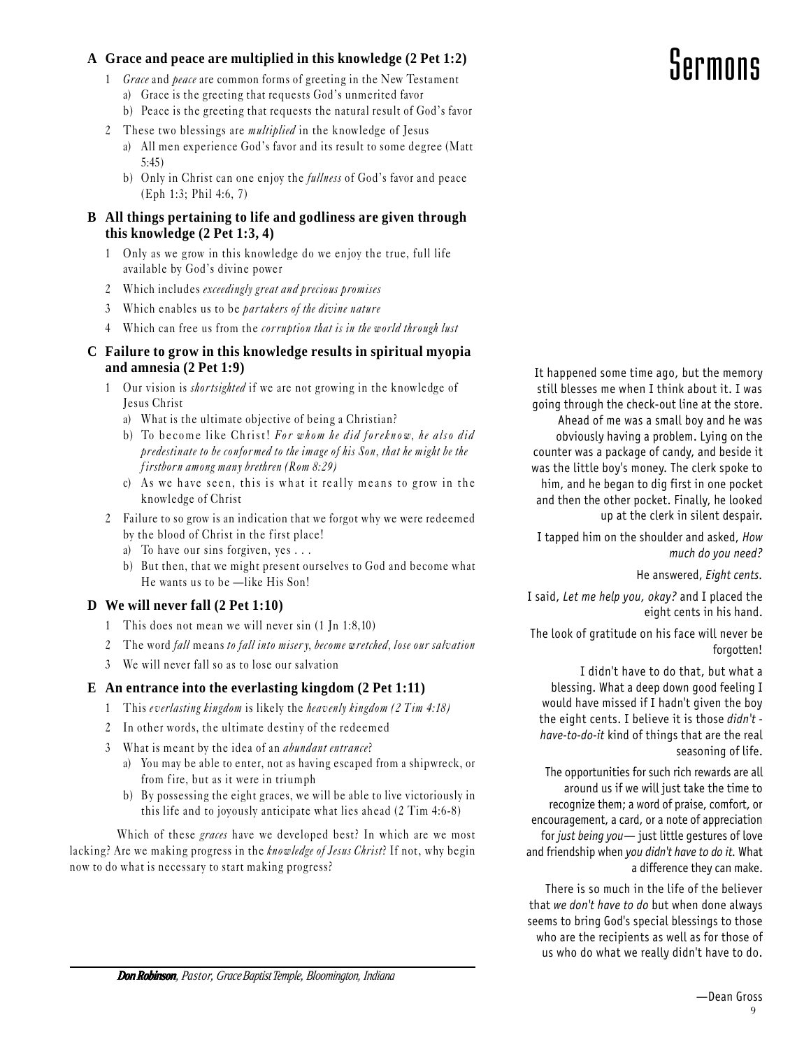### A Grace and peace are multiplied in this knowledge (2 Pet 1:2)

1. *Grace* and *peace* are common forms of greeting in the New Testament
   a) Grace is the greeting that requests God's unmerited favor
   b) Peace is the greeting that requests the natural result of God's favor
2. These two blessings are *multiplied* in the knowledge of Jesus
   a) All men experience God's favor and its result to some degree (Matt 5:45)
   b) Only in Christ can one enjoy the *fullness* of God's favor and peace (Eph 1:3; Phil 4:6, 7)

### B All things pertaining to life and godliness are given through this knowledge (2 Pet 1:3, 4)

1. Only as we grow in this knowledge do we enjoy the true, full life available by God's divine power
2. Which includes *exceedingly great and precious promises*
3. Which enables us to be *partakers of the divine nature*
4. Which can free us from the *corruption that is in the world through lust*

### C Failure to grow in this knowledge results in spiritual myopia and amnesia (2 Pet 1:9)

1. Our vision is *shortsighted* if we are not growing in the knowledge of Jesus Christ
   a) What is the ultimate objective of being a Christian?
   b) To become like Christ! *For whom he did foreknow, he also did predestinate to be conformed to the image of his Son, that he might be the firstborn among many brethren (Rom 8:29)*
   c) As we have seen, this is what it really means to grow in the knowledge of Christ
2. Failure to so grow is an indication that we forgot why we were redeemed by the blood of Christ in the first place!
   a) To have our sins forgiven, yes . . .
   b) But then, that we might present ourselves to God and become what He wants us to be —like His Son!

### D We will never fall (2 Pet 1:10)

1. This does not mean we will never sin (1 Jn 1:8,10)
2. The word *fall* means *to fall into misery, become wretched, lose our salvation*
3. We will never fall so as to lose our salvation

### E An entrance into the everlasting kingdom (2 Pet 1:11)

1. This *everlasting kingdom* is likely the *heavenly kingdom (2 Tim 4:18)*
2. In other words, the ultimate destiny of the redeemed
3. What is meant by the idea of an *abundant entrance*?
   a) You may be able to enter, not as having escaped from a shipwreck, or from fire, but as it were in triumph
   b) By possessing the eight graces, we will be able to live victoriously in this life and to joyously anticipate what lies ahead (2 Tim 4:6-8)

Which of these *graces* have we developed best? In which are we most lacking? Are we making progress in the *knowledge of Jesus Christ*? If not, why begin now to do what is necessary to start making progress?

***Don Robinson****, Pastor, Grace Baptist Temple, Bloomington, Indiana*

# Sermons

It happened some time ago, but the memory still blesses me when I think about it. I was going through the check-out line at the store. Ahead of me was a small boy and he was obviously having a problem. Lying on the counter was a package of candy, and beside it was the little boy's money. The clerk spoke to him, and he began to dig first in one pocket and then the other pocket. Finally, he looked up at the clerk in silent despair.

I tapped him on the shoulder and asked, *How much do you need?*

He answered, *Eight cents.*

I said, *Let me help you, okay?* and I placed the eight cents in his hand.

The look of gratitude on his face will never be forgotten!

I didn't have to do that, but what a blessing. What a deep down good feeling I would have missed if I hadn't given the boy the eight cents. I believe it is those *didn't - have-to-do-it* kind of things that are the real seasoning of life.

The opportunities for such rich rewards are all around us if we will just take the time to recognize them; a word of praise, comfort, or encouragement, a card, or a note of appreciation for *just being you*— just little gestures of love and friendship when *you didn't have to do it.* What a difference they can make.

There is so much in the life of the believer that *we don't have to do* but when done always seems to bring God's special blessings to those who are the recipients as well as for those of us who do what we really didn't have to do.

—Dean Gross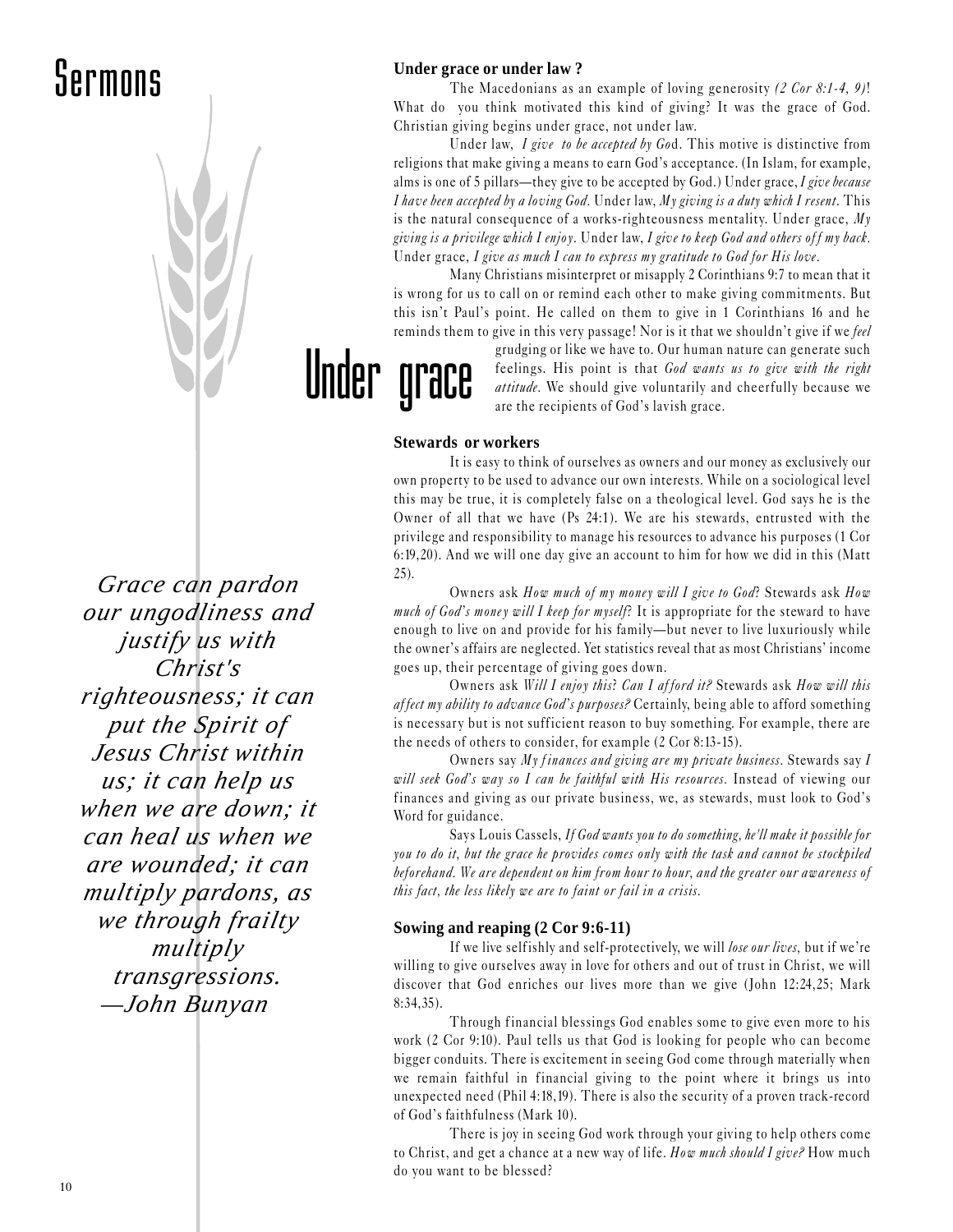# Sermons

# Under grace

### Under grace or under law ?

The Macedonians as an example of loving generosity *(2 Cor 8:1-4, 9)*! What do you think motivated this kind of giving? It was the grace of God. Christian giving begins under grace, not under law.

Under law, *I give to be accepted by Go*d. This motive is distinctive from religions that make giving a means to earn God's acceptance. (In Islam, for example, alms is one of 5 pillars—they give to be accepted by God.) Under grace, *I give because I have been accepted by a loving God.* Under law, *My giving is a duty which I resent*. This is the natural consequence of a works-righteousness mentality. Under grace, *My giving is a privilege which I enjoy*. Under law, *I give to keep God and others off my back.* Under grace, *I give as much I can to express my gratitude to God for His love*.

Many Christians misinterpret or misapply 2 Corinthians 9:7 to mean that it is wrong for us to call on or remind each other to make giving commitments. But this isn't Paul's point. He called on them to give in 1 Corinthians 16 and he reminds them to give in this very passage! Nor is it that we shouldn't give if we *feel* grudging or like we have to. Our human nature can generate such feelings. His point is that *God wants us to give with the right attitude*. We should give voluntarily and cheerfully because we are the recipients of God's lavish grace.

### Stewards or workers

It is easy to think of ourselves as owners and our money as exclusively our own property to be used to advance our own interests. While on a sociological level this may be true, it is completely false on a theological level. God says he is the Owner of all that we have (Ps 24:1). We are his stewards, entrusted with the privilege and responsibility to manage his resources to advance his purposes (1 Cor 6:19,20). And we will one day give an account to him for how we did in this (Matt 25).

Owners ask *How much of my money will I give to God*? Stewards ask *How much of God's money will I keep for myself*? It is appropriate for the steward to have enough to live on and provide for his family—but never to live luxuriously while the owner's affairs are neglected. Yet statistics reveal that as most Christians' income goes up, their percentage of giving goes down.

Owners ask *Will I enjoy this*? *Can I afford it?* Stewards ask *How will this affect my ability to advance God's purposes?* Certainly, being able to afford something is necessary but is not sufficient reason to buy something. For example, there are the needs of others to consider, for example (2 Cor 8:13-15).

Owners say *My finances and giving are my private business*. Stewards say *I will seek God's way so I can be faithful with His resources*. Instead of viewing our finances and giving as our private business, we, as stewards, must look to God's Word for guidance.

Says Louis Cassels, *If God wants you to do something, he'll make it possible for you to do it, but the grace he provides comes only with the task and cannot be stockpiled beforehand. We are dependent on him from hour to hour, and the greater our awareness of this fact, the less likely we are to faint or fail in a crisis.*

### Sowing and reaping (2 Cor 9:6-11)

If we live selfishly and self-protectively, we will *lose our lives*, but if we're willing to give ourselves away in love for others and out of trust in Christ, we will discover that God enriches our lives more than we give (John 12:24,25; Mark 8:34,35).

Through financial blessings God enables some to give even more to his work (2 Cor 9:10). Paul tells us that God is looking for people who can become bigger conduits. There is excitement in seeing God come through materially when we remain faithful in financial giving to the point where it brings us into unexpected need (Phil 4:18,19). There is also the security of a proven track-record of God's faithfulness (Mark 10).

There is joy in seeing God work through your giving to help others come to Christ, and get a chance at a new way of life. *How much should I give?* How much do you want to be blessed?

*Grace can pardon our ungodliness and justify us with Christ's righteousness; it can put the Spirit of Jesus Christ within us; it can help us when we are down; it can heal us when we are wounded; it can multiply pardons, as we through frailty multiply transgressions.*
*—John Bunyan*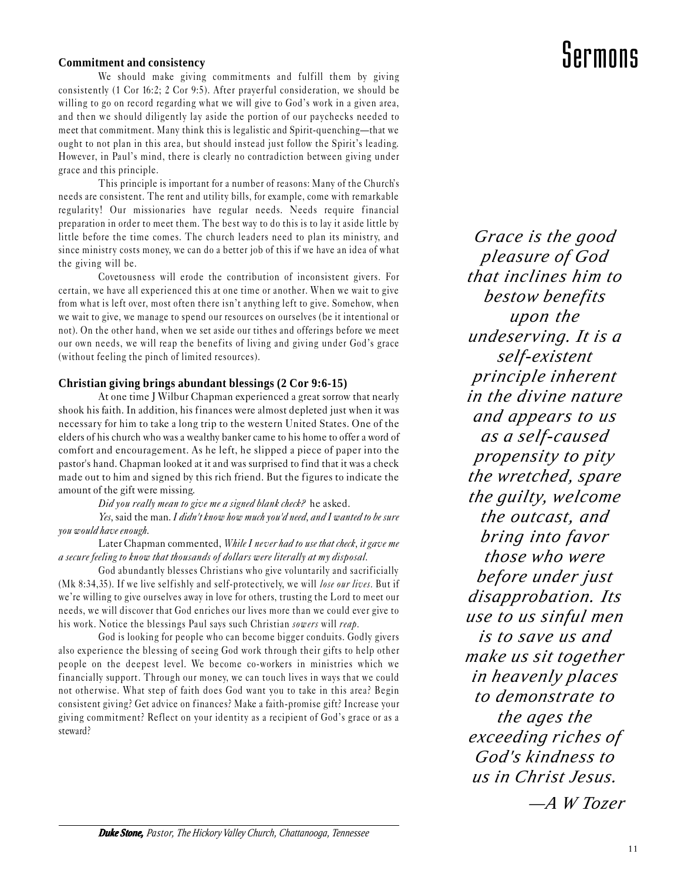# Sermons

### Commitment and consistency

We should make giving commitments and fulfill them by giving consistently (1 Cor 16:2; 2 Cor 9:5). After prayerful consideration, we should be willing to go on record regarding what we will give to God's work in a given area, and then we should diligently lay aside the portion of our paychecks needed to meet that commitment. Many think this is legalistic and Spirit-quenching—that we ought to not plan in this area, but should instead just follow the Spirit's leading. However, in Paul's mind, there is clearly no contradiction between giving under grace and this principle.

This principle is important for a number of reasons: Many of the Church's needs are consistent. The rent and utility bills, for example, come with remarkable regularity! Our missionaries have regular needs. Needs require financial preparation in order to meet them. The best way to do this is to lay it aside little by little before the time comes. The church leaders need to plan its ministry, and since ministry costs money, we can do a better job of this if we have an idea of what the giving will be.

Covetousness will erode the contribution of inconsistent givers. For certain, we have all experienced this at one time or another. When we wait to give from what is left over, most often there isn't anything left to give. Somehow, when we wait to give, we manage to spend our resources on ourselves (be it intentional or not). On the other hand, when we set aside our tithes and offerings before we meet our own needs, we will reap the benefits of living and giving under God's grace (without feeling the pinch of limited resources).

### Christian giving brings abundant blessings (2 Cor 9:6-15)

At one time J Wilbur Chapman experienced a great sorrow that nearly shook his faith. In addition, his finances were almost depleted just when it was necessary for him to take a long trip to the western United States. One of the elders of his church who was a wealthy banker came to his home to offer a word of comfort and encouragement. As he left, he slipped a piece of paper into the pastor's hand. Chapman looked at it and was surprised to find that it was a check made out to him and signed by this rich friend. But the figures to indicate the amount of the gift were missing.

*Did you really mean to give me a signed blank check?* he asked.

*Yes*, said the man. *I didn't know how much you'd need, and I wanted to be sure you would have enough.*

Later Chapman commented, *While I never had to use that check, it gave me a secure feeling to know that thousands of dollars were literally at my disposal.*

God abundantly blesses Christians who give voluntarily and sacrificially (Mk 8:34,35). If we live selfishly and self-protectively, we will *lose our lives*. But if we're willing to give ourselves away in love for others, trusting the Lord to meet our needs, we will discover that God enriches our lives more than we could ever give to his work. Notice the blessings Paul says such Christian *sowers* will *reap*.

God is looking for people who can become bigger conduits. Godly givers also experience the blessing of seeing God work through their gifts to help other people on the deepest level. We become co-workers in ministries which we financially support. Through our money, we can touch lives in ways that we could not otherwise. What step of faith does God want you to take in this area? Begin consistent giving? Get advice on finances? Make a faith-promise gift? Increase your giving commitment? Reflect on your identity as a recipient of God's grace or as a steward?

*Grace is the good pleasure of God that inclines him to bestow benefits upon the undeserving. It is a self-existent principle inherent in the divine nature and appears to us as a self-caused propensity to pity the wretched, spare the guilty, welcome the outcast, and bring into favor those who were before under just disapprobation. Its use to us sinful men is to save us and make us sit together in heavenly places to demonstrate to the ages the exceeding riches of God's kindness to us in Christ Jesus.*

*—A W Tozer*

---

***Duke Stone,*** *Pastor, The Hickory Valley Church, Chattanooga, Tennessee*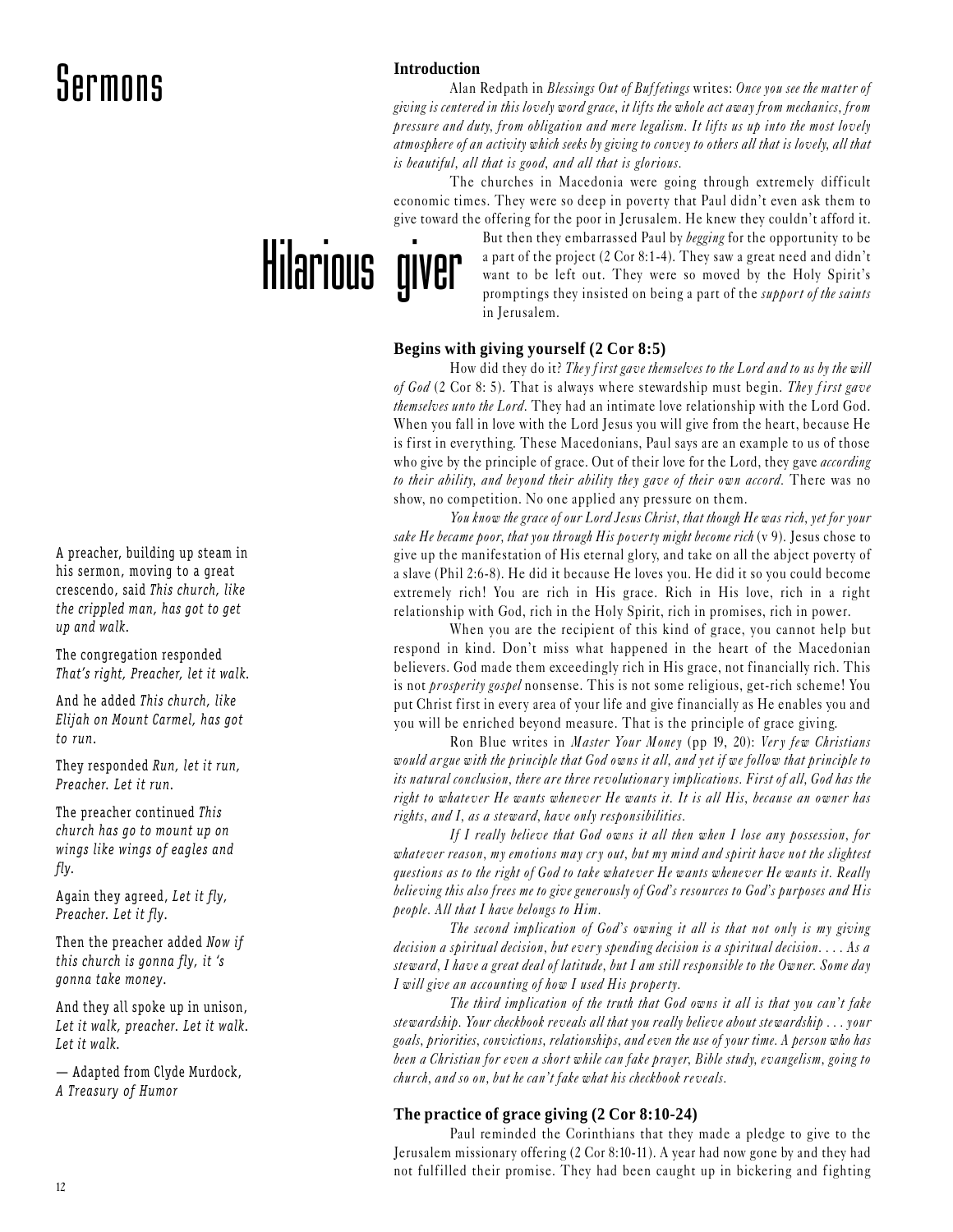# Hilarious giver

### Introduction

Alan Redpath in *Blessings Out of Buffetings* writes: *Once you see the matter of giving is centered in this lovely word grace, it lifts the whole act away from mechanics, from pressure and duty, from obligation and mere legalism. It lifts us up into the most lovely atmosphere of an activity which seeks by giving to convey to others all that is lovely, all that is beautiful, all that is good, and all that is glorious.*

The churches in Macedonia were going through extremely difficult economic times. They were so deep in poverty that Paul didn't even ask them to give toward the offering for the poor in Jerusalem. He knew they couldn't afford it. But then they embarrassed Paul by *begging* for the opportunity to be a part of the project (2 Cor 8:1-4). They saw a great need and didn't want to be left out. They were so moved by the Holy Spirit's promptings they insisted on being a part of the *support of the saints* in Jerusalem.

### Begins with giving yourself (2 Cor 8:5)

How did they do it? *They first gave themselves to the Lord and to us by the will of God* (2 Cor 8: 5). That is always where stewardship must begin. *They first gave themselves unto the Lord*. They had an intimate love relationship with the Lord God. When you fall in love with the Lord Jesus you will give from the heart, because He is first in everything. These Macedonians, Paul says are an example to us of those who give by the principle of grace. Out of their love for the Lord, they gave *according to their ability, and beyond their ability they gave of their own accord.* There was no show, no competition. No one applied any pressure on them.

*You know the grace of our Lord Jesus Christ, that though He was rich, yet for your sake He became poor, that you through His poverty might become rich* (v 9). Jesus chose to give up the manifestation of His eternal glory, and take on all the abject poverty of a slave (Phil 2:6-8). He did it because He loves you. He did it so you could become extremely rich! You are rich in His grace. Rich in His love, rich in a right relationship with God, rich in the Holy Spirit, rich in promises, rich in power.

When you are the recipient of this kind of grace, you cannot help but respond in kind. Don't miss what happened in the heart of the Macedonian believers. God made them exceedingly rich in His grace, not financially rich. This is not *prosperity gospel* nonsense. This is not some religious, get-rich scheme! You put Christ first in every area of your life and give financially as He enables you and you will be enriched beyond measure. That is the principle of grace giving.

Ron Blue writes in *Master Your Money* (pp 19, 20): *Very few Christians would argue with the principle that God owns it all, and yet if we follow that principle to its natural conclusion, there are three revolutionary implications. First of all, God has the right to whatever He wants whenever He wants it. It is all His, because an owner has rights, and I, as a steward, have only responsibilities.*

*If I really believe that God owns it all then when I lose any possession, for whatever reason, my emotions may cry out, but my mind and spirit have not the slightest questions as to the right of God to take whatever He wants whenever He wants it. Really believing this also frees me to give generously of God's resources to God's purposes and His people. All that I have belongs to Him.*

*The second implication of God's owning it all is that not only is my giving decision a spiritual decision, but every spending decision is a spiritual decision. . . . As a steward, I have a great deal of latitude, but I am still responsible to the Owner. Some day I will give an accounting of how I used His property.*

*The third implication of the truth that God owns it all is that you can't fake stewardship. Your checkbook reveals all that you really believe about stewardship . . . your goals, priorities, convictions, relationships, and even the use of your time. A person who has been a Christian for even a short while can fake prayer, Bible study, evangelism, going to church, and so on, but he can't fake what his checkbook reveals.*

### The practice of grace giving (2 Cor 8:10-24)

Paul reminded the Corinthians that they made a pledge to give to the Jerusalem missionary offering (2 Cor 8:10-11). A year had now gone by and they had not fulfilled their promise. They had been caught up in bickering and fighting

---

A preacher, building up steam in his sermon, moving to a great crescendo, said *This church, like the crippled man, has got to get up and walk.*

The congregation responded *That's right, Preacher, let it walk.*

And he added *This church, like Elijah on Mount Carmel, has got to run.*

They responded *Run, let it run, Preacher. Let it run.*

The preacher continued *This church has go to mount up on wings like wings of eagles and fly.*

Again they agreed, *Let it fly, Preacher. Let it fly.*

Then the preacher added *Now if this church is gonna fly, it 's gonna take money.*

And they all spoke up in unison, *Let it walk, preacher. Let it walk. Let it walk.*

— Adapted from Clyde Murdock, *A Treasury of Humor*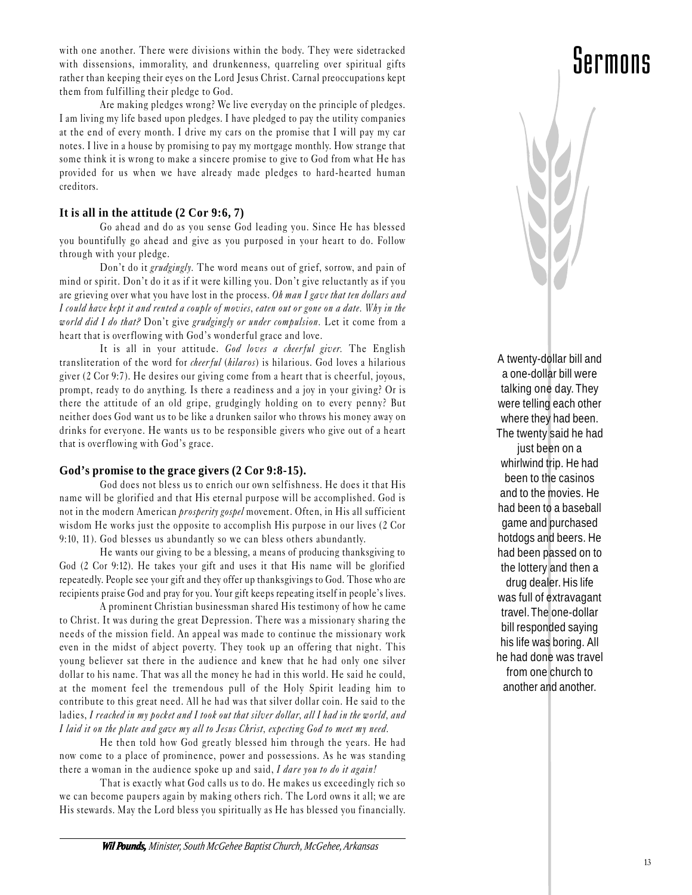with one another. There were divisions within the body. They were sidetracked with dissensions, immorality, and drunkenness, quarreling over spiritual gifts rather than keeping their eyes on the Lord Jesus Christ. Carnal preoccupations kept them from fulfilling their pledge to God.

Are making pledges wrong? We live everyday on the principle of pledges. I am living my life based upon pledges. I have pledged to pay the utility companies at the end of every month. I drive my cars on the promise that I will pay my car notes. I live in a house by promising to pay my mortgage monthly. How strange that some think it is wrong to make a sincere promise to give to God from what He has provided for us when we have already made pledges to hard-hearted human creditors.

**It is all in the attitude (2 Cor 9:6, 7)**

Go ahead and do as you sense God leading you. Since He has blessed you bountifully go ahead and give as you purposed in your heart to do. Follow through with your pledge.

Don't do it *grudgingly.* The word means out of grief, sorrow, and pain of mind or spirit. Don't do it as if it were killing you. Don't give reluctantly as if you are grieving over what you have lost in the process. *Oh man I gave that ten dollars and I could have kept it and rented a couple of movies, eaten out or gone on a date. Why in the world did I do that?* Don't give *grudgingly or under compulsion.* Let it come from a heart that is overflowing with God's wonderful grace and love.

It is all in your attitude. *God loves a cheerful giver.* The English transliteration of the word for *cheerful* (*hilaros*) is hilarious. God loves a hilarious giver (2 Cor 9:7). He desires our giving come from a heart that is cheerful, joyous, prompt, ready to do anything. Is there a readiness and a joy in your giving? Or is there the attitude of an old gripe, grudgingly holding on to every penny? But neither does God want us to be like a drunken sailor who throws his money away on drinks for everyone. He wants us to be responsible givers who give out of a heart that is overflowing with God's grace.

**God's promise to the grace givers (2 Cor 9:8-15).**

God does not bless us to enrich our own selfishness. He does it that His name will be glorified and that His eternal purpose will be accomplished. God is not in the modern American *prosperity gospel* movement. Often, in His all sufficient wisdom He works just the opposite to accomplish His purpose in our lives (2 Cor 9:10, 11). God blesses us abundantly so we can bless others abundantly.

He wants our giving to be a blessing, a means of producing thanksgiving to God (2 Cor 9:12). He takes your gift and uses it that His name will be glorified repeatedly. People see your gift and they offer up thanksgivings to God. Those who are recipients praise God and pray for you. Your gift keeps repeating itself in people's lives.

A prominent Christian businessman shared His testimony of how he came to Christ. It was during the great Depression. There was a missionary sharing the needs of the mission field. An appeal was made to continue the missionary work even in the midst of abject poverty. They took up an offering that night. This young believer sat there in the audience and knew that he had only one silver dollar to his name. That was all the money he had in this world. He said he could, at the moment feel the tremendous pull of the Holy Spirit leading him to contribute to this great need. All he had was that silver dollar coin. He said to the ladies, *I reached in my pocket and I took out that silver dollar, all I had in the world, and I laid it on the plate and gave my all to Jesus Christ, expecting God to meet my need.*

He then told how God greatly blessed him through the years. He had now come to a place of prominence, power and possessions. As he was standing there a woman in the audience spoke up and said, *I dare you to do it again!*

That is exactly what God calls us to do. He makes us exceedingly rich so we can become paupers again by making others rich. The Lord owns it all; we are His stewards. May the Lord bless you spiritually as He has blessed you financially.

***Wil Pounds,*** *Minister, South McGehee Baptist Church, McGehee, Arkansas*

A twenty-dollar bill and a one-dollar bill were talking one day. They were telling each other where they had been. The twenty said he had just been on a whirlwind trip. He had been to the casinos and to the movies. He had been to a baseball game and purchased hotdogs and beers. He had been passed on to the lottery and then a drug dealer. His life was full of extravagant travel. The one-dollar bill responded saying his life was boring. All he had done was travel from one church to another and another.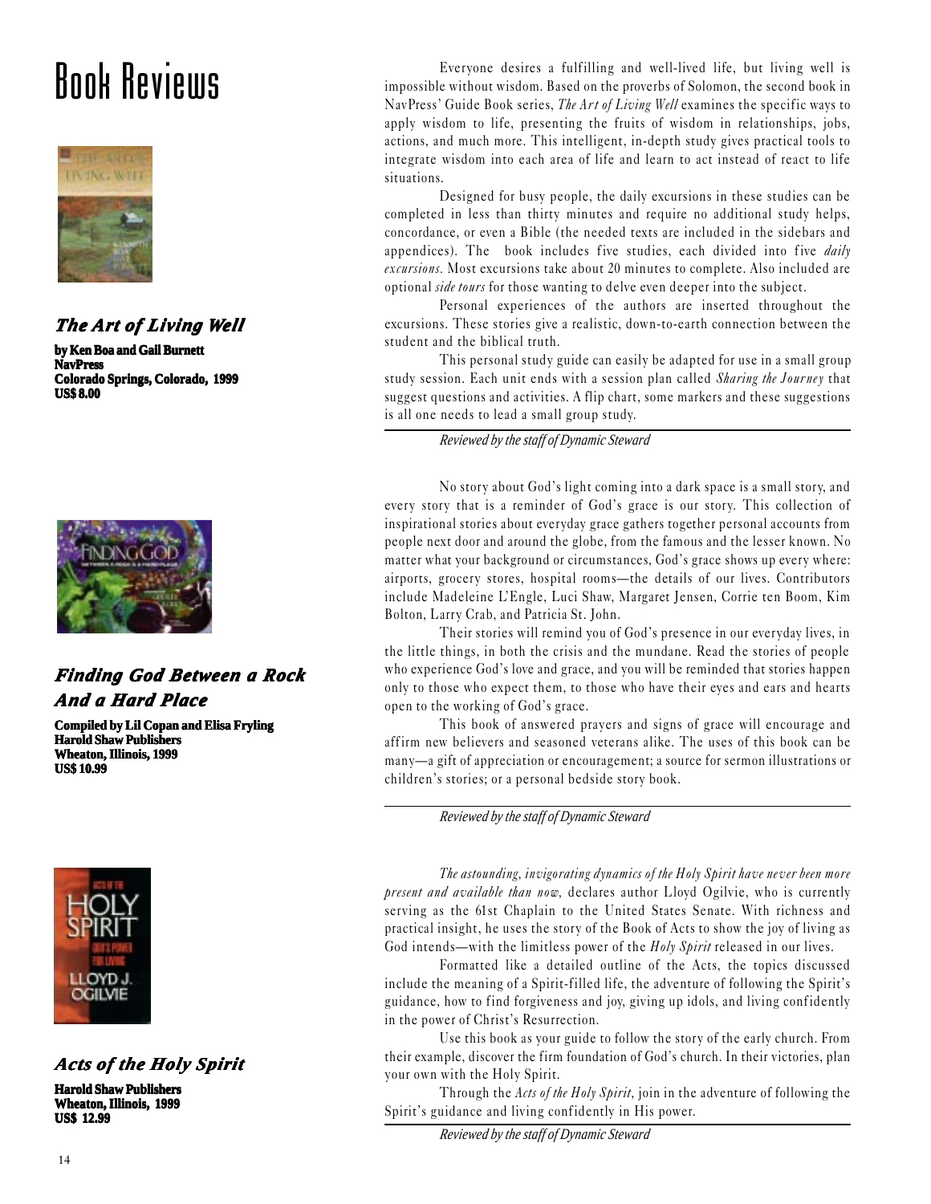# Book Reviews

### *The Art of Living Well*

**by Ken Boa and Gail Burnett**
**NavPress**
**Colorado Springs, Colorado, 1999**
**US$ 8.00**

Everyone desires a fulfilling and well-lived life, but living well is impossible without wisdom. Based on the proverbs of Solomon, the second book in NavPress' Guide Book series, *The Art of Living Well* examines the specific ways to apply wisdom to life, presenting the fruits of wisdom in relationships, jobs, actions, and much more. This intelligent, in-depth study gives practical tools to integrate wisdom into each area of life and learn to act instead of react to life situations.

Designed for busy people, the daily excursions in these studies can be completed in less than thirty minutes and require no additional study helps, concordance, or even a Bible (the needed texts are included in the sidebars and appendices). The book includes five studies, each divided into five *daily excursions*. Most excursions take about 20 minutes to complete. Also included are optional *side tours* for those wanting to delve even deeper into the subject.

Personal experiences of the authors are inserted throughout the excursions. These stories give a realistic, down-to-earth connection between the student and the biblical truth.

This personal study guide can easily be adapted for use in a small group study session. Each unit ends with a session plan called *Sharing the Journey* that suggest questions and activities. A flip chart, some markers and these suggestions is all one needs to lead a small group study.

*Reviewed by the staff of Dynamic Steward*

### *Finding God Between a Rock And a Hard Place*

**Compiled by Lil Copan and Elisa Fryling**
**Harold Shaw Publishers**
**Wheaton, Illinois, 1999**
**US$ 10.99**

No story about God's light coming into a dark space is a small story, and every story that is a reminder of God's grace is our story. This collection of inspirational stories about everyday grace gathers together personal accounts from people next door and around the globe, from the famous and the lesser known. No matter what your background or circumstances, God's grace shows up every where: airports, grocery stores, hospital rooms—the details of our lives. Contributors include Madeleine L'Engle, Luci Shaw, Margaret Jensen, Corrie ten Boom, Kim Bolton, Larry Crab, and Patricia St. John.

Their stories will remind you of God's presence in our everyday lives, in the little things, in both the crisis and the mundane. Read the stories of people who experience God's love and grace, and you will be reminded that stories happen only to those who expect them, to those who have their eyes and ears and hearts open to the working of God's grace.

This book of answered prayers and signs of grace will encourage and affirm new believers and seasoned veterans alike. The uses of this book can be many—a gift of appreciation or encouragement; a source for sermon illustrations or children's stories; or a personal bedside story book.

*Reviewed by the staff of Dynamic Steward*

### *Acts of the Holy Spirit*

**Harold Shaw Publishers**
**Wheaton, Illinois, 1999**
**US$ 12.99**

*The astounding, invigorating dynamics of the Holy Spirit have never been more present and available than now,* declares author Lloyd Ogilvie, who is currently serving as the 61st Chaplain to the United States Senate. With richness and practical insight, he uses the story of the Book of Acts to show the joy of living as God intends—with the limitless power of the *Holy Spirit* released in our lives.

Formatted like a detailed outline of the Acts, the topics discussed include the meaning of a Spirit-filled life, the adventure of following the Spirit's guidance, how to find forgiveness and joy, giving up idols, and living confidently in the power of Christ's Resurrection.

Use this book as your guide to follow the story of the early church. From their example, discover the firm foundation of God's church. In their victories, plan your own with the Holy Spirit.

Through the *Acts of the Holy Spirit,* join in the adventure of following the Spirit's guidance and living confidently in His power.

*Reviewed by the staff of Dynamic Steward*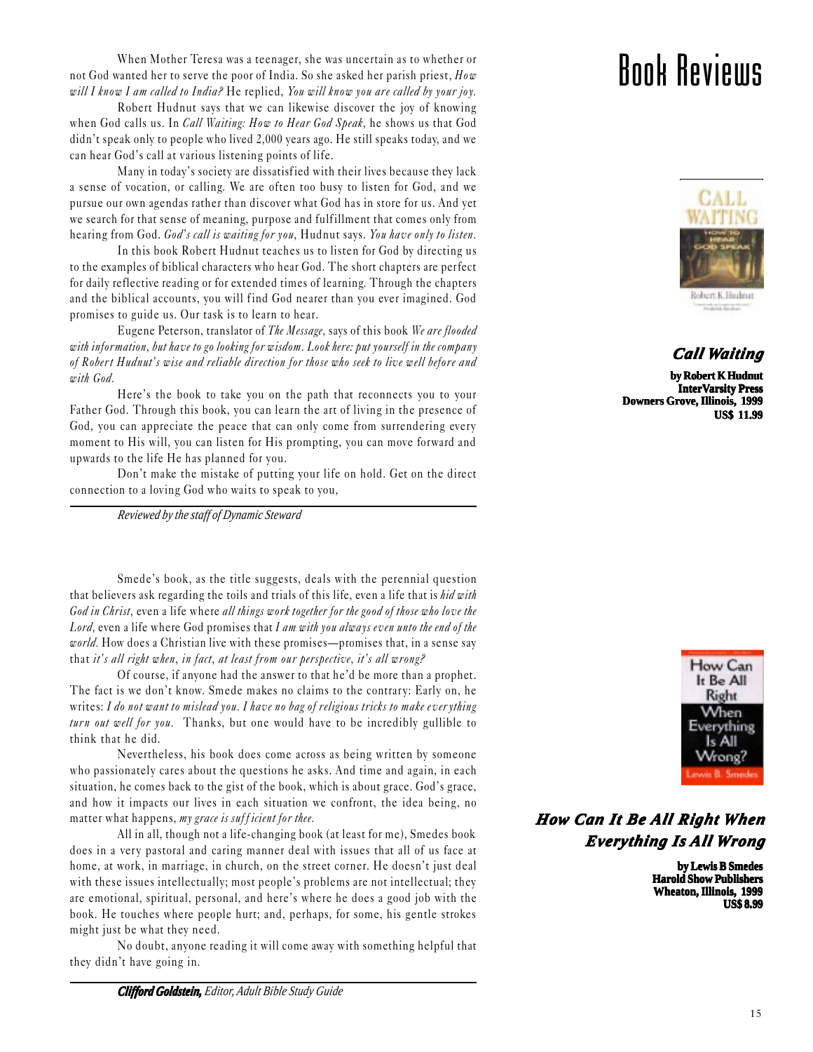# Book Reviews

## *Call Waiting*

**by Robert K Hudnut**
**InterVarsity Press**
**Downers Grove, Illinois, 1999**
**US$ 11.99**

When Mother Teresa was a teenager, she was uncertain as to whether or not God wanted her to serve the poor of India. So she asked her parish priest, *How will I know I am called to India?* He replied, *You will know you are called by your joy.*

Robert Hudnut says that we can likewise discover the joy of knowing when God calls us. In *Call Waiting: How to Hear God Speak*, he shows us that God didn't speak only to people who lived 2,000 years ago. He still speaks today, and we can hear God's call at various listening points of life.

Many in today's society are dissatisfied with their lives because they lack a sense of vocation, or calling. We are often too busy to listen for God, and we pursue our own agendas rather than discover what God has in store for us. And yet we search for that sense of meaning, purpose and fulfillment that comes only from hearing from God. *God's call is waiting for you,* Hudnut says. *You have only to listen.*

In this book Robert Hudnut teaches us to listen for God by directing us to the examples of biblical characters who hear God. The short chapters are perfect for daily reflective reading or for extended times of learning. Through the chapters and the biblical accounts, you will find God nearer than you ever imagined. God promises to guide us. Our task is to learn to hear.

Eugene Peterson, translator of *The Message*, says of this book *We are flooded with information, but have to go looking for wisdom. Look here: put yourself in the company of Robert Hudnut's wise and reliable direction for those who seek to live well before and with God.*

Here's the book to take you on the path that reconnects you to your Father God. Through this book, you can learn the art of living in the presence of God, you can appreciate the peace that can only come from surrendering every moment to His will, you can listen for His prompting, you can move forward and upwards to the life He has planned for you.

Don't make the mistake of putting your life on hold. Get on the direct connection to a loving God who waits to speak to you,

*Reviewed by the staff of Dynamic Steward*

## *How Can It Be All Right When Everything Is All Wrong*

**by Lewis B Smedes**
**Harold Show Publishers**
**Wheaton, Illinois, 1999**
**US$ 8.99**

Smede's book, as the title suggests, deals with the perennial question that believers ask regarding the toils and trials of this life, even a life that is *hid with God in Christ,* even a life where *all things work together for the good of those who love the Lord,* even a life where God promises that *I am with you always even unto the end of the world.* How does a Christian live with these promises—promises that, in a sense say that *it's all right when, in fact, at least from our perspective, it's all wrong?*

Of course, if anyone had the answer to that he'd be more than a prophet. The fact is we don't know. Smede makes no claims to the contrary: Early on, he writes: *I do not want to mislead you. I have no bag of religious tricks to make everything turn out well for you.* Thanks, but one would have to be incredibly gullible to think that he did.

Nevertheless, his book does come across as being written by someone who passionately cares about the questions he asks. And time and again, in each situation, he comes back to the gist of the book, which is about grace. God's grace, and how it impacts our lives in each situation we confront, the idea being, no matter what happens, *my grace is sufficient for thee.*

All in all, though not a life-changing book (at least for me), Smedes book does in a very pastoral and caring manner deal with issues that all of us face at home, at work, in marriage, in church, on the street corner. He doesn't just deal with these issues intellectually; most people's problems are not intellectual; they are emotional, spiritual, personal, and here's where he does a good job with the book. He touches where people hurt; and, perhaps, for some, his gentle strokes might just be what they need.

No doubt, anyone reading it will come away with something helpful that they didn't have going in.

***Clifford Goldstein,*** *Editor, Adult Bible Study Guide*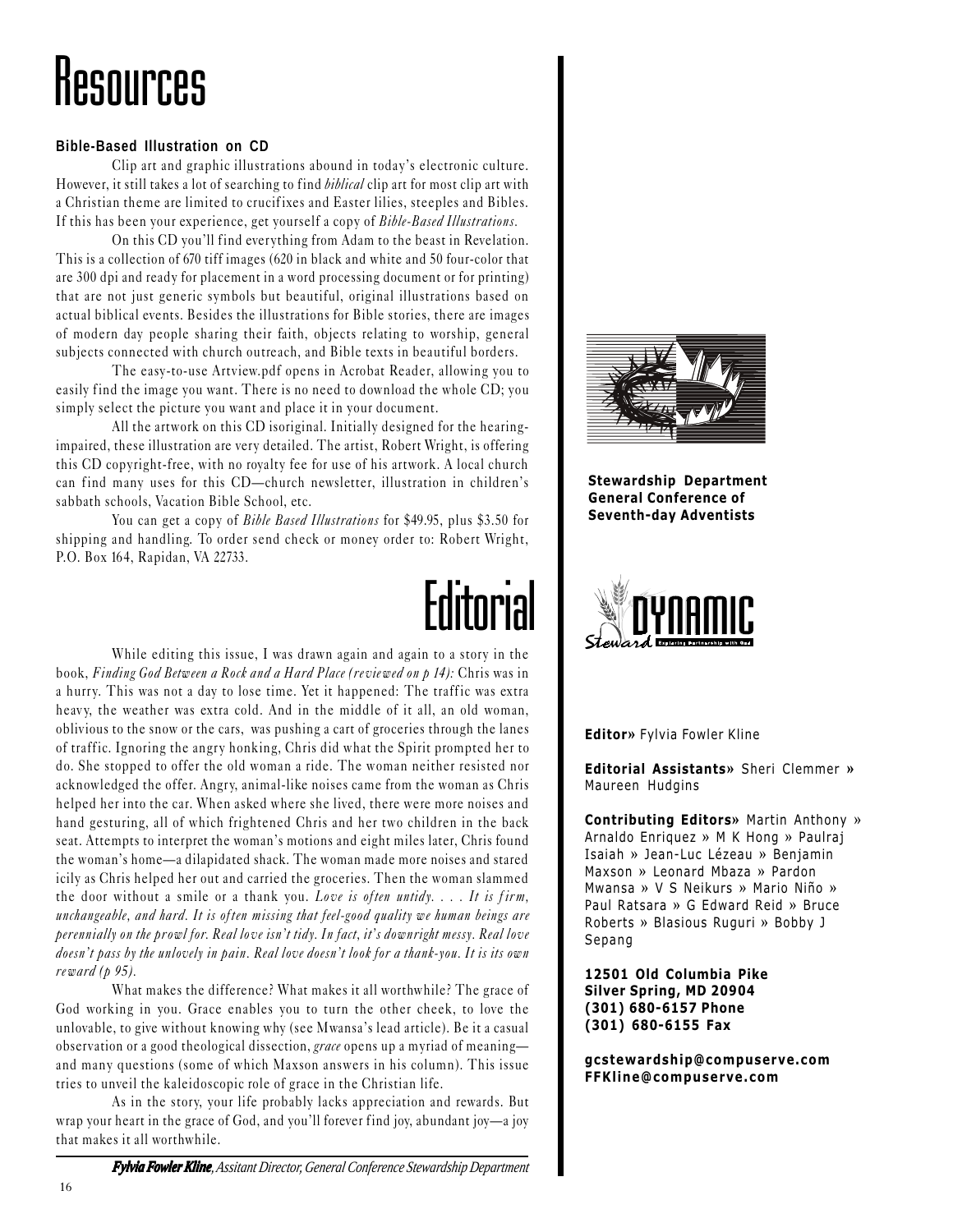# Resources

**Bible-Based Illustration on CD**

Clip art and graphic illustrations abound in today's electronic culture. However, it still takes a lot of searching to find *biblical* clip art for most clip art with a Christian theme are limited to crucifixes and Easter lilies, steeples and Bibles. If this has been your experience, get yourself a copy of *Bible-Based Illustrations*.

On this CD you'll find everything from Adam to the beast in Revelation. This is a collection of 670 tiff images (620 in black and white and 50 four-color that are 300 dpi and ready for placement in a word processing document or for printing) that are not just generic symbols but beautiful, original illustrations based on actual biblical events. Besides the illustrations for Bible stories, there are images of modern day people sharing their faith, objects relating to worship, general subjects connected with church outreach, and Bible texts in beautiful borders.

The easy-to-use Artview.pdf opens in Acrobat Reader, allowing you to easily find the image you want. There is no need to download the whole CD; you simply select the picture you want and place it in your document.

All the artwork on this CD isoriginal. Initially designed for the hearing-impaired, these illustration are very detailed. The artist, Robert Wright, is offering this CD copyright-free, with no royalty fee for use of his artwork. A local church can find many uses for this CD—church newsletter, illustration in children's sabbath schools, Vacation Bible School, etc.

You can get a copy of *Bible Based Illustrations* for $49.95, plus $3.50 for shipping and handling. To order send check or money order to: Robert Wright, P.O. Box 164, Rapidan, VA 22733.

# Editorial

While editing this issue, I was drawn again and again to a story in the book, *Finding God Between a Rock and a Hard Place (reviewed on p 14):* Chris was in a hurry. This was not a day to lose time. Yet it happened: The traffic was extra heavy, the weather was extra cold. And in the middle of it all, an old woman, oblivious to the snow or the cars, was pushing a cart of groceries through the lanes of traffic. Ignoring the angry honking, Chris did what the Spirit prompted her to do. She stopped to offer the old woman a ride. The woman neither resisted nor acknowledged the offer. Angry, animal-like noises came from the woman as Chris helped her into the car. When asked where she lived, there were more noises and hand gesturing, all of which frightened Chris and her two children in the back seat. Attempts to interpret the woman's motions and eight miles later, Chris found the woman's home—a dilapidated shack. The woman made more noises and stared icily as Chris helped her out and carried the groceries. Then the woman slammed the door without a smile or a thank you. *Love is often untidy. . . . It is firm, unchangeable, and hard. It is often missing that feel-good quality we human beings are perennially on the prowl for. Real love isn't tidy. In fact, it's downright messy. Real love doesn't pass by the unlovely in pain. Real love doesn't look for a thank-you. It is its own reward (p 95).*

What makes the difference? What makes it all worthwhile? The grace of God working in you. Grace enables you to turn the other cheek, to love the unlovable, to give without knowing why (see Mwansa's lead article). Be it a casual observation or a good theological dissection, *grace* opens up a myriad of meaning—and many questions (some of which Maxson answers in his column). This issue tries to unveil the kaleidoscopic role of grace in the Christian life.

As in the story, your life probably lacks appreciation and rewards. But wrap your heart in the grace of God, and you'll forever find joy, abundant joy—a joy that makes it all worthwhile.

***Fylvia Fowler Kline****, Assitant Director, General Conference Stewardship Department*

**Stewardship Department**
**General Conference of Seventh-day Adventists**

Dynamic Steward — Exploring Partnership with God

**Editor»** Fylvia Fowler Kline

**Editorial Assistants»** Sheri Clemmer » Maureen Hudgins

**Contributing Editors»** Martin Anthony » Arnaldo Enriquez » M K Hong » Paulraj Isaiah » Jean-Luc Lézeau » Benjamin Maxson » Leonard Mbaza » Pardon Mwansa » V S Neikurs » Mario Niño » Paul Ratsara » G Edward Reid » Bruce Roberts » Blasious Ruguri » Bobby J Sepang

**12501 Old Columbia Pike**
**Silver Spring, MD 20904**
**(301) 680-6157 Phone**
**(301) 680-6155 Fax**

**gcstewardship@compuserve.com**
**FFKline@compuserve.com**